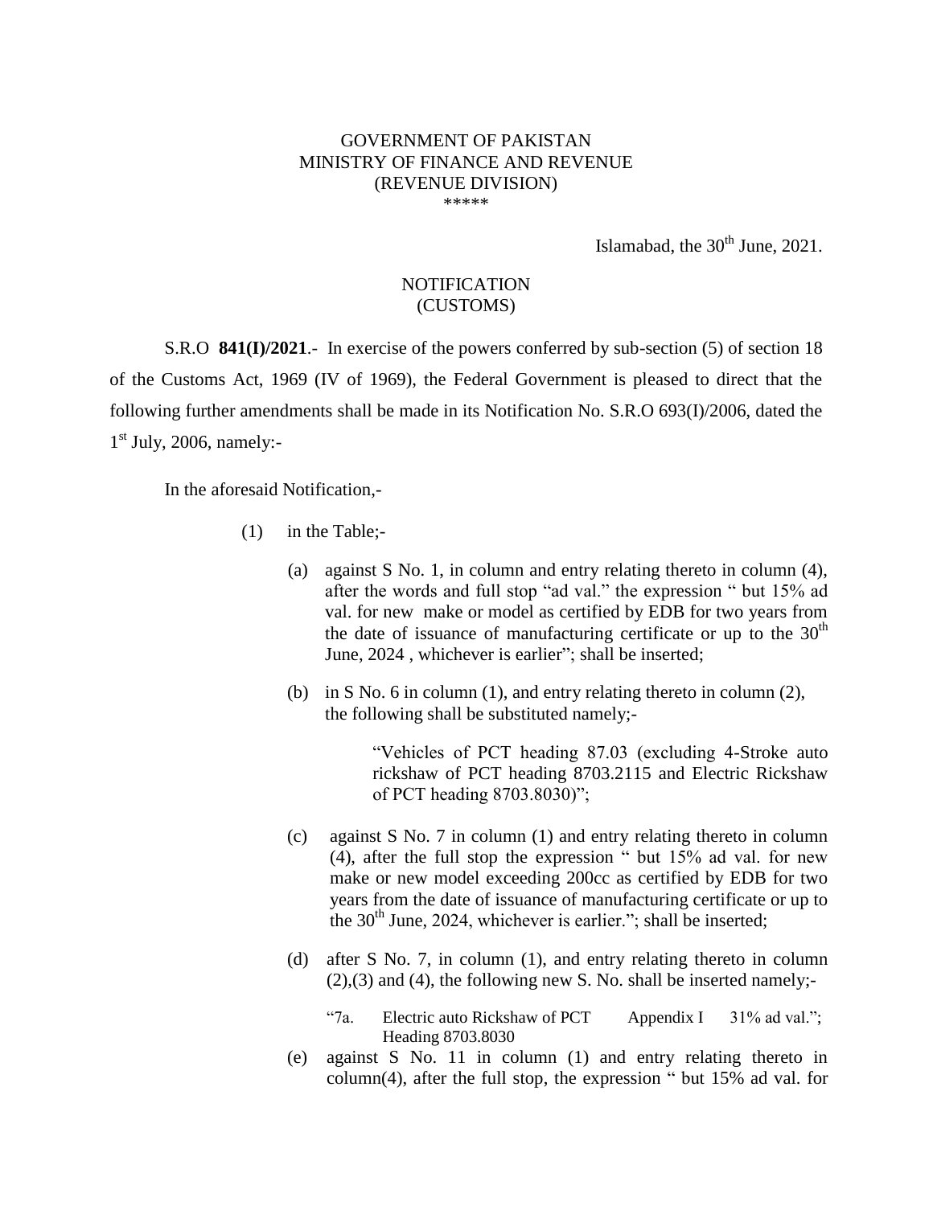GOVERNMENT OF PAKISTAN
MINISTRY OF FINANCE AND REVENUE
(REVENUE DIVISION)
\*\*\*\*\*

Islamabad, the 30th June, 2021.

NOTIFICATION
(CUSTOMS)

S.R.O **841(I)/2021**.- In exercise of the powers conferred by sub-section (5) of section 18 of the Customs Act, 1969 (IV of 1969), the Federal Government is pleased to direct that the following further amendments shall be made in its Notification No. S.R.O 693(I)/2006, dated the 1st July, 2006, namely:-

In the aforesaid Notification,-

(1) in the Table;-

(a) against S No. 1, in column and entry relating thereto in column (4), after the words and full stop "ad val." the expression " but 15% ad val. for new make or model as certified by EDB for two years from the date of issuance of manufacturing certificate or up to the 30th June, 2024 , whichever is earlier"; shall be inserted;

(b) in S No. 6 in column (1), and entry relating thereto in column (2), the following shall be substituted namely;-

"Vehicles of PCT heading 87.03 (excluding 4-Stroke auto rickshaw of PCT heading 8703.2115 and Electric Rickshaw of PCT heading 8703.8030)";

(c) against S No. 7 in column (1) and entry relating thereto in column (4), after the full stop the expression " but 15% ad val. for new make or new model exceeding 200cc as certified by EDB for two years from the date of issuance of manufacturing certificate or up to the 30th June, 2024, whichever is earlier."; shall be inserted;

(d) after S No. 7, in column (1), and entry relating thereto in column (2),(3) and (4), the following new S. No. shall be inserted namely;-

| | | | |
|---|---|---|---|
| "7a. | Electric auto Rickshaw of PCT Heading 8703.8030 | Appendix I | 31% ad val."; |

(e) against S No. 11 in column (1) and entry relating thereto in column(4), after the full stop, the expression " but 15% ad val. for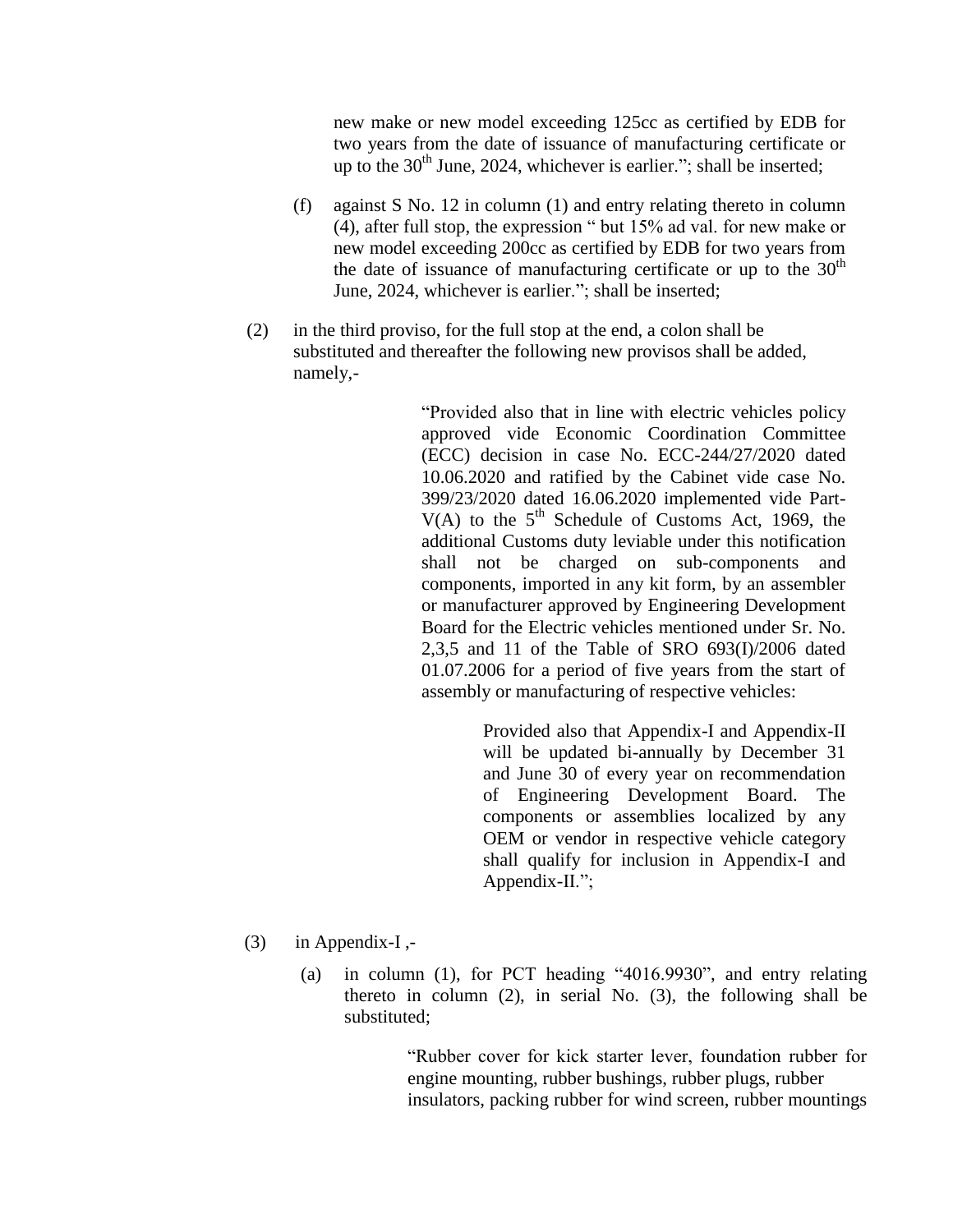new make or new model exceeding 125cc as certified by EDB for two years from the date of issuance of manufacturing certificate or up to the 30th June, 2024, whichever is earlier.”; shall be inserted;

(f) against S No. 12 in column (1) and entry relating thereto in column (4), after full stop, the expression “ but 15% ad val. for new make or new model exceeding 200cc as certified by EDB for two years from the date of issuance of manufacturing certificate or up to the 30th June, 2024, whichever is earlier.”; shall be inserted;

(2) in the third proviso, for the full stop at the end, a colon shall be substituted and thereafter the following new provisos shall be added, namely,-

> “Provided also that in line with electric vehicles policy approved vide Economic Coordination Committee (ECC) decision in case No. ECC-244/27/2020 dated 10.06.2020 and ratified by the Cabinet vide case No. 399/23/2020 dated 16.06.2020 implemented vide Part-V(A) to the 5th Schedule of Customs Act, 1969, the additional Customs duty leviable under this notification shall not be charged on sub-components and components, imported in any kit form, by an assembler or manufacturer approved by Engineering Development Board for the Electric vehicles mentioned under Sr. No. 2,3,5 and 11 of the Table of SRO 693(I)/2006 dated 01.07.2006 for a period of five years from the start of assembly or manufacturing of respective vehicles:
>
> Provided also that Appendix-I and Appendix-II will be updated bi-annually by December 31 and June 30 of every year on recommendation of Engineering Development Board. The components or assemblies localized by any OEM or vendor in respective vehicle category shall qualify for inclusion in Appendix-I and Appendix-II.”;

(3) in Appendix-I ,-

(a) in column (1), for PCT heading “4016.9930”, and entry relating thereto in column (2), in serial No. (3), the following shall be substituted;

> “Rubber cover for kick starter lever, foundation rubber for engine mounting, rubber bushings, rubber plugs, rubber insulators, packing rubber for wind screen, rubber mountings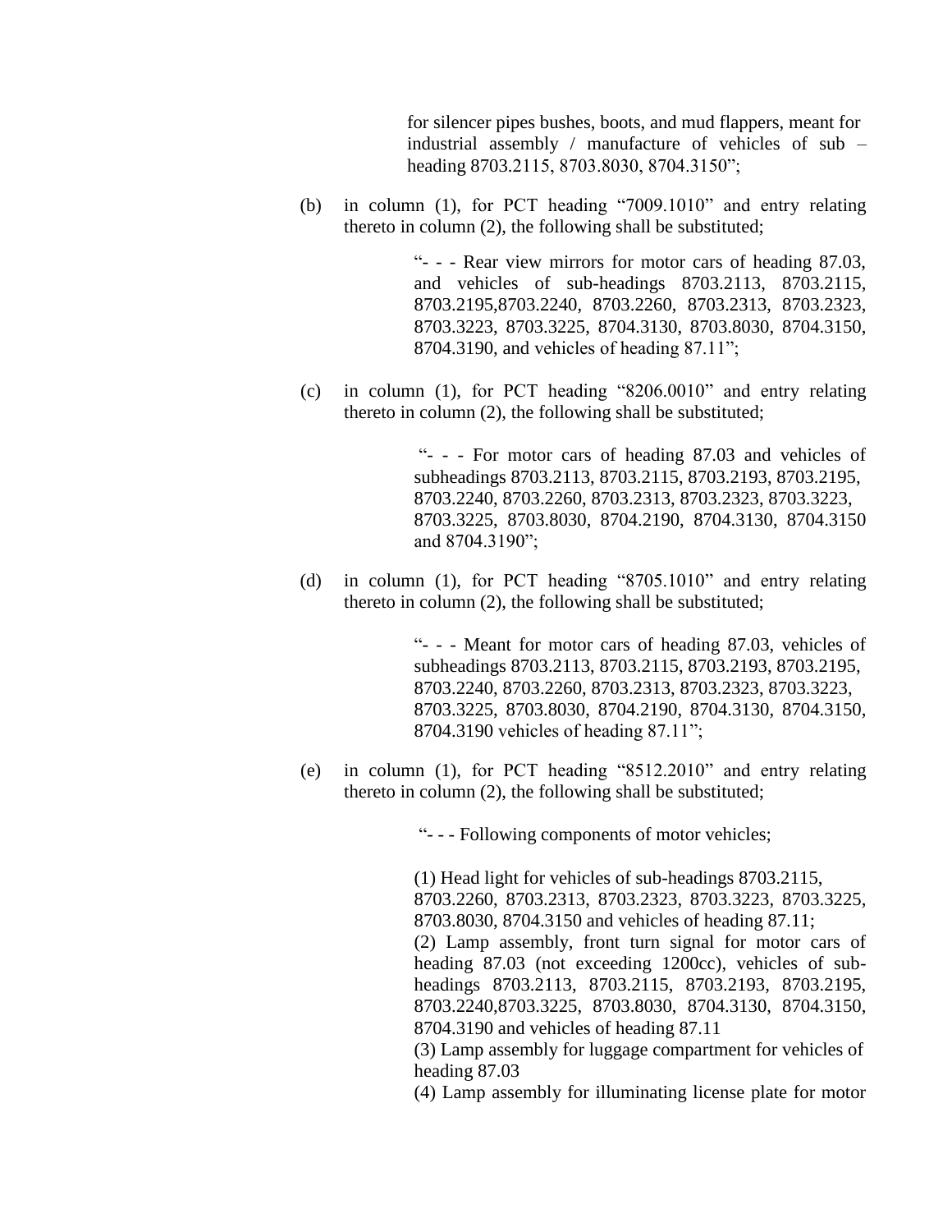for silencer pipes bushes, boots, and mud flappers, meant for industrial assembly / manufacture of vehicles of sub – heading 8703.2115, 8703.8030, 8704.3150";

(b) in column (1), for PCT heading "7009.1010" and entry relating thereto in column (2), the following shall be substituted;

> "- - - Rear view mirrors for motor cars of heading 87.03, and vehicles of sub-headings 8703.2113, 8703.2115, 8703.2195,8703.2240, 8703.2260, 8703.2313, 8703.2323, 8703.3223, 8703.3225, 8704.3130, 8703.8030, 8704.3150, 8704.3190, and vehicles of heading 87.11";

(c) in column (1), for PCT heading "8206.0010" and entry relating thereto in column (2), the following shall be substituted;

> "- - - For motor cars of heading 87.03 and vehicles of subheadings 8703.2113, 8703.2115, 8703.2193, 8703.2195, 8703.2240, 8703.2260, 8703.2313, 8703.2323, 8703.3223, 8703.3225, 8703.8030, 8704.2190, 8704.3130, 8704.3150 and 8704.3190";

(d) in column (1), for PCT heading "8705.1010" and entry relating thereto in column (2), the following shall be substituted;

> "- - - Meant for motor cars of heading 87.03, vehicles of subheadings 8703.2113, 8703.2115, 8703.2193, 8703.2195, 8703.2240, 8703.2260, 8703.2313, 8703.2323, 8703.3223, 8703.3225, 8703.8030, 8704.2190, 8704.3130, 8704.3150, 8704.3190 vehicles of heading 87.11";

(e) in column (1), for PCT heading "8512.2010" and entry relating thereto in column (2), the following shall be substituted;

> "- - - Following components of motor vehicles;
>
> (1) Head light for vehicles of sub-headings 8703.2115, 8703.2260, 8703.2313, 8703.2323, 8703.3223, 8703.3225, 8703.8030, 8704.3150 and vehicles of heading 87.11;
> (2) Lamp assembly, front turn signal for motor cars of heading 87.03 (not exceeding 1200cc), vehicles of sub-headings 8703.2113, 8703.2115, 8703.2193, 8703.2195, 8703.2240,8703.3225, 8703.8030, 8704.3130, 8704.3150, 8704.3190 and vehicles of heading 87.11
> (3) Lamp assembly for luggage compartment for vehicles of heading 87.03
> (4) Lamp assembly for illuminating license plate for motor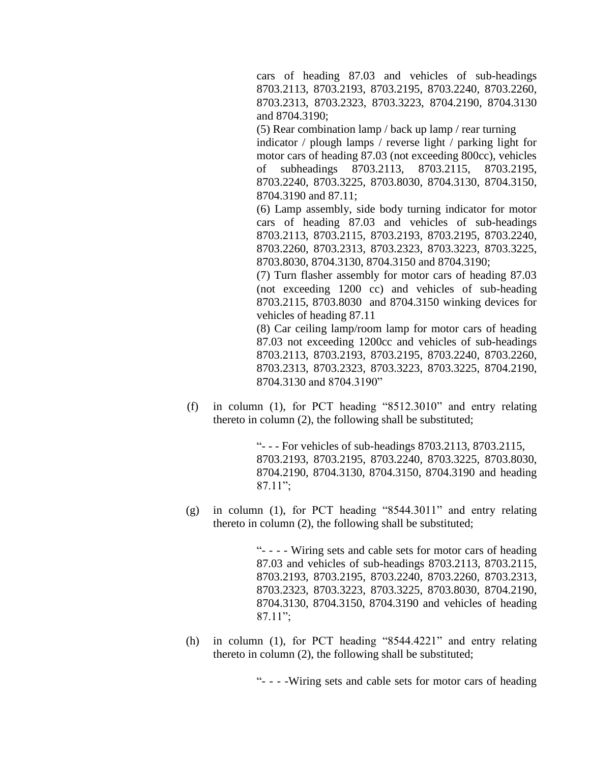cars of heading 87.03 and vehicles of sub-headings 8703.2113, 8703.2193, 8703.2195, 8703.2240, 8703.2260, 8703.2313, 8703.2323, 8703.3223, 8704.2190, 8704.3130 and 8704.3190;

(5) Rear combination lamp / back up lamp / rear turning indicator / plough lamps / reverse light / parking light for motor cars of heading 87.03 (not exceeding 800cc), vehicles of subheadings 8703.2113, 8703.2115, 8703.2195, 8703.2240, 8703.3225, 8703.8030, 8704.3130, 8704.3150, 8704.3190 and 87.11;

(6) Lamp assembly, side body turning indicator for motor cars of heading 87.03 and vehicles of sub-headings 8703.2113, 8703.2115, 8703.2193, 8703.2195, 8703.2240, 8703.2260, 8703.2313, 8703.2323, 8703.3223, 8703.3225, 8703.8030, 8704.3130, 8704.3150 and 8704.3190;

(7) Turn flasher assembly for motor cars of heading 87.03 (not exceeding 1200 cc) and vehicles of sub-heading 8703.2115, 8703.8030 and 8704.3150 winking devices for vehicles of heading 87.11

(8) Car ceiling lamp/room lamp for motor cars of heading 87.03 not exceeding 1200cc and vehicles of sub-headings 8703.2113, 8703.2193, 8703.2195, 8703.2240, 8703.2260, 8703.2313, 8703.2323, 8703.3223, 8703.3225, 8704.2190, 8704.3130 and 8704.3190"

(f) in column (1), for PCT heading "8512.3010" and entry relating thereto in column (2), the following shall be substituted;

> "- - - For vehicles of sub-headings 8703.2113, 8703.2115, 8703.2193, 8703.2195, 8703.2240, 8703.3225, 8703.8030, 8704.2190, 8704.3130, 8704.3150, 8704.3190 and heading 87.11";

(g) in column (1), for PCT heading "8544.3011" and entry relating thereto in column (2), the following shall be substituted;

> "- - - - Wiring sets and cable sets for motor cars of heading 87.03 and vehicles of sub-headings 8703.2113, 8703.2115, 8703.2193, 8703.2195, 8703.2240, 8703.2260, 8703.2313, 8703.2323, 8703.3223, 8703.3225, 8703.8030, 8704.2190, 8704.3130, 8704.3150, 8704.3190 and vehicles of heading 87.11";

(h) in column (1), for PCT heading "8544.4221" and entry relating thereto in column (2), the following shall be substituted;

> "- - - -Wiring sets and cable sets for motor cars of heading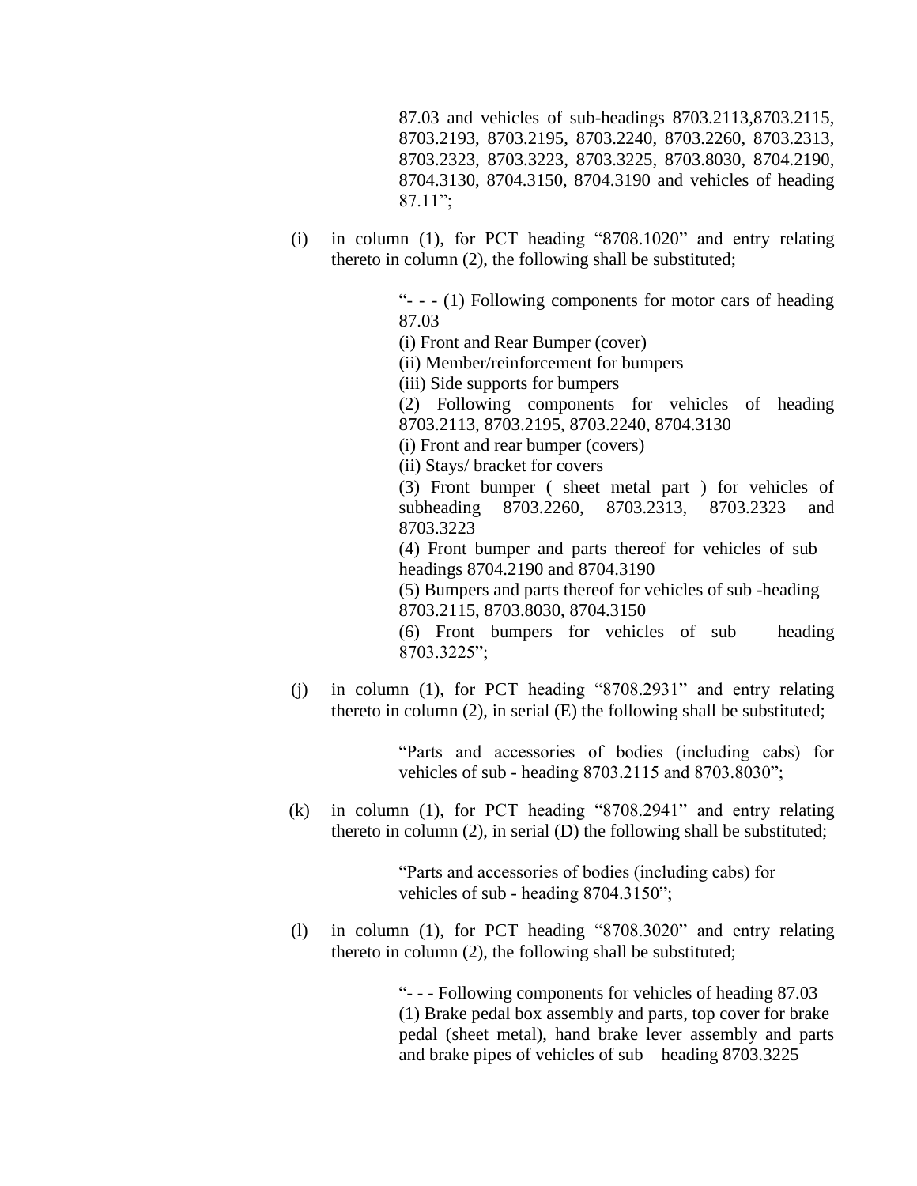87.03 and vehicles of sub-headings 8703.2113,8703.2115, 8703.2193, 8703.2195, 8703.2240, 8703.2260, 8703.2313, 8703.2323, 8703.3223, 8703.3225, 8703.8030, 8704.2190, 8704.3130, 8704.3150, 8704.3190 and vehicles of heading 87.11";

(i) in column (1), for PCT heading "8708.1020" and entry relating thereto in column (2), the following shall be substituted;

"- - - (1) Following components for motor cars of heading 87.03
(i) Front and Rear Bumper (cover)
(ii) Member/reinforcement for bumpers
(iii) Side supports for bumpers
(2) Following components for vehicles of heading 8703.2113, 8703.2195, 8703.2240, 8704.3130
(i) Front and rear bumper (covers)
(ii) Stays/ bracket for covers
(3) Front bumper ( sheet metal part ) for vehicles of subheading 8703.2260, 8703.2313, 8703.2323 and 8703.3223
(4) Front bumper and parts thereof for vehicles of sub – headings 8704.2190 and 8704.3190
(5) Bumpers and parts thereof for vehicles of sub -heading 8703.2115, 8703.8030, 8704.3150
(6) Front bumpers for vehicles of sub – heading 8703.3225";

(j) in column (1), for PCT heading "8708.2931" and entry relating thereto in column (2), in serial (E) the following shall be substituted;

"Parts and accessories of bodies (including cabs) for vehicles of sub - heading 8703.2115 and 8703.8030";

(k) in column (1), for PCT heading "8708.2941" and entry relating thereto in column (2), in serial (D) the following shall be substituted;

"Parts and accessories of bodies (including cabs) for vehicles of sub - heading 8704.3150";

(l) in column (1), for PCT heading "8708.3020" and entry relating thereto in column (2), the following shall be substituted;

"- - - Following components for vehicles of heading 87.03
(1) Brake pedal box assembly and parts, top cover for brake pedal (sheet metal), hand brake lever assembly and parts and brake pipes of vehicles of sub – heading 8703.3225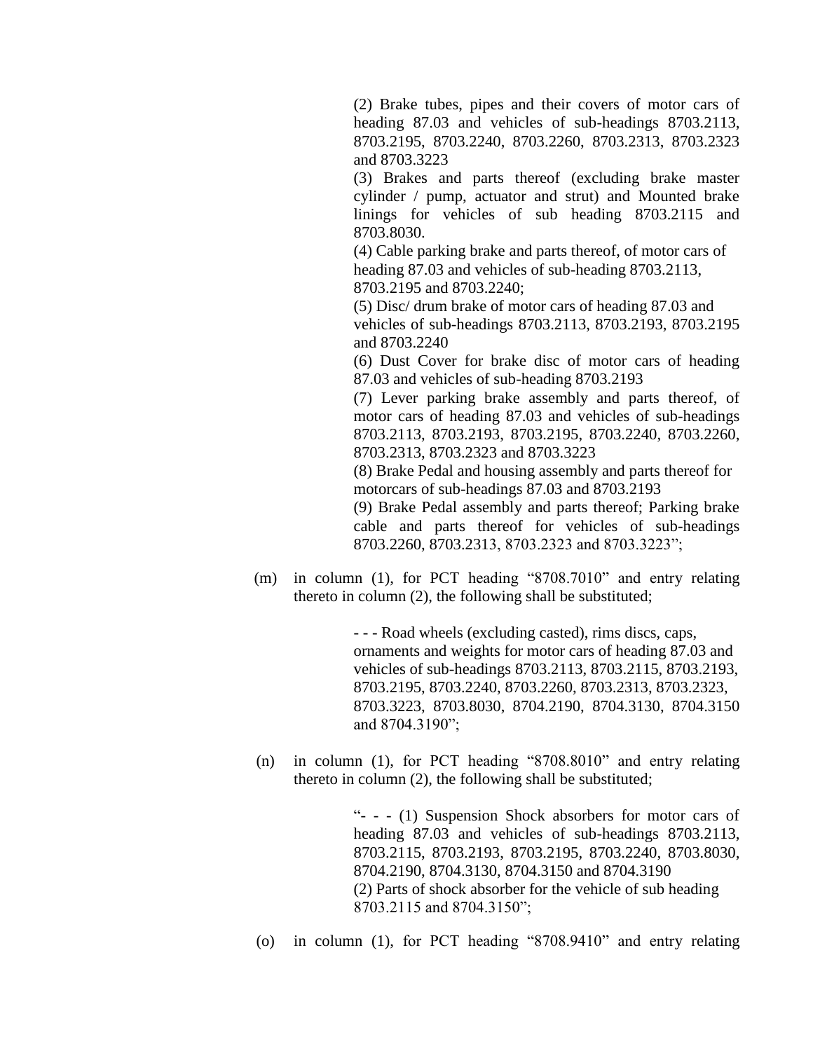(2) Brake tubes, pipes and their covers of motor cars of heading 87.03 and vehicles of sub-headings 8703.2113, 8703.2195, 8703.2240, 8703.2260, 8703.2313, 8703.2323 and 8703.3223

(3) Brakes and parts thereof (excluding brake master cylinder / pump, actuator and strut) and Mounted brake linings for vehicles of sub heading 8703.2115 and 8703.8030.

(4) Cable parking brake and parts thereof, of motor cars of heading 87.03 and vehicles of sub-heading 8703.2113, 8703.2195 and 8703.2240;

(5) Disc/ drum brake of motor cars of heading 87.03 and vehicles of sub-headings 8703.2113, 8703.2193, 8703.2195 and 8703.2240

(6) Dust Cover for brake disc of motor cars of heading 87.03 and vehicles of sub-heading 8703.2193

(7) Lever parking brake assembly and parts thereof, of motor cars of heading 87.03 and vehicles of sub-headings 8703.2113, 8703.2193, 8703.2195, 8703.2240, 8703.2260, 8703.2313, 8703.2323 and 8703.3223

(8) Brake Pedal and housing assembly and parts thereof for motorcars of sub-headings 87.03 and 8703.2193

(9) Brake Pedal assembly and parts thereof; Parking brake cable and parts thereof for vehicles of sub-headings 8703.2260, 8703.2313, 8703.2323 and 8703.3223";

(m) in column (1), for PCT heading "8708.7010" and entry relating thereto in column (2), the following shall be substituted;

> - - - Road wheels (excluding casted), rims discs, caps, ornaments and weights for motor cars of heading 87.03 and vehicles of sub-headings 8703.2113, 8703.2115, 8703.2193, 8703.2195, 8703.2240, 8703.2260, 8703.2313, 8703.2323, 8703.3223, 8703.8030, 8704.2190, 8704.3130, 8704.3150 and 8704.3190";

(n) in column (1), for PCT heading "8708.8010" and entry relating thereto in column (2), the following shall be substituted;

> "- - - (1) Suspension Shock absorbers for motor cars of heading 87.03 and vehicles of sub-headings 8703.2113, 8703.2115, 8703.2193, 8703.2195, 8703.2240, 8703.8030, 8704.2190, 8704.3130, 8704.3150 and 8704.3190
>
> (2) Parts of shock absorber for the vehicle of sub heading 8703.2115 and 8704.3150";

(o) in column (1), for PCT heading "8708.9410" and entry relating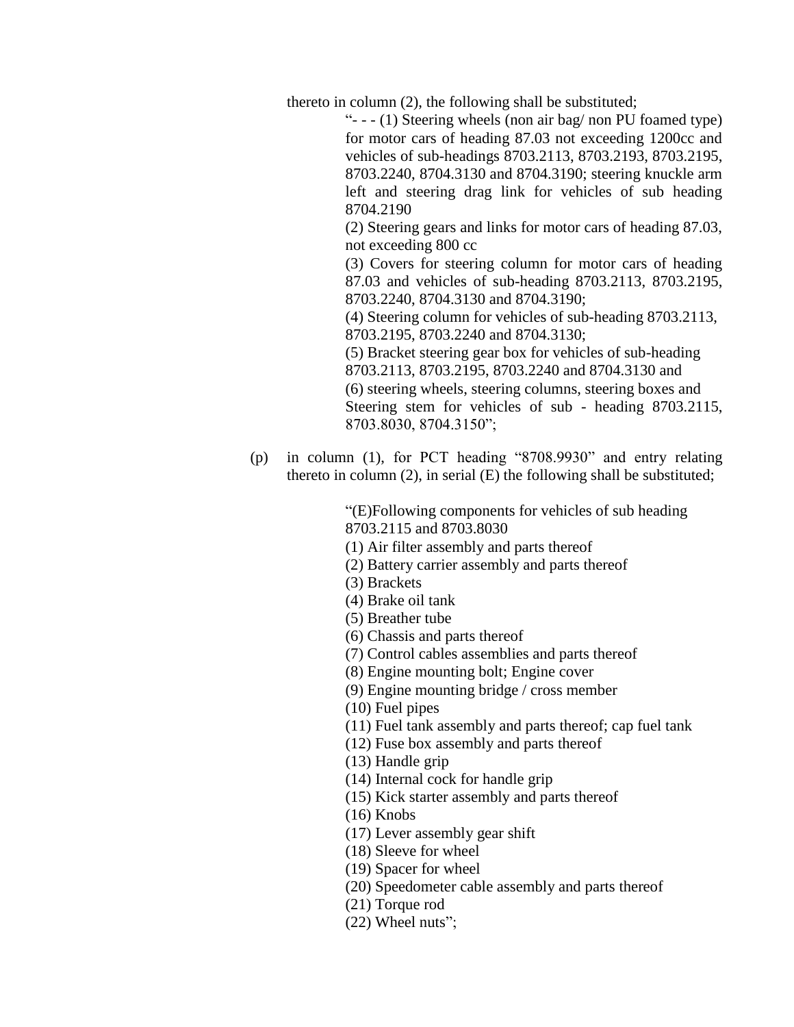thereto in column (2), the following shall be substituted;

"- - - (1) Steering wheels (non air bag/ non PU foamed type) for motor cars of heading 87.03 not exceeding 1200cc and vehicles of sub-headings 8703.2113, 8703.2193, 8703.2195, 8703.2240, 8704.3130 and 8704.3190; steering knuckle arm left and steering drag link for vehicles of sub heading 8704.2190

(2) Steering gears and links for motor cars of heading 87.03, not exceeding 800 cc

(3) Covers for steering column for motor cars of heading 87.03 and vehicles of sub-heading 8703.2113, 8703.2195, 8703.2240, 8704.3130 and 8704.3190;

(4) Steering column for vehicles of sub-heading 8703.2113, 8703.2195, 8703.2240 and 8704.3130;

(5) Bracket steering gear box for vehicles of sub-heading 8703.2113, 8703.2195, 8703.2240 and 8704.3130 and

(6) steering wheels, steering columns, steering boxes and Steering stem for vehicles of sub - heading 8703.2115, 8703.8030, 8704.3150";

(p) in column (1), for PCT heading "8708.9930" and entry relating thereto in column (2), in serial (E) the following shall be substituted;

"(E)Following components for vehicles of sub heading 8703.2115 and 8703.8030

(1) Air filter assembly and parts thereof
(2) Battery carrier assembly and parts thereof
(3) Brackets
(4) Brake oil tank
(5) Breather tube
(6) Chassis and parts thereof
(7) Control cables assemblies and parts thereof
(8) Engine mounting bolt; Engine cover
(9) Engine mounting bridge / cross member
(10) Fuel pipes
(11) Fuel tank assembly and parts thereof; cap fuel tank
(12) Fuse box assembly and parts thereof
(13) Handle grip
(14) Internal cock for handle grip
(15) Kick starter assembly and parts thereof
(16) Knobs
(17) Lever assembly gear shift
(18) Sleeve for wheel
(19) Spacer for wheel
(20) Speedometer cable assembly and parts thereof
(21) Torque rod
(22) Wheel nuts";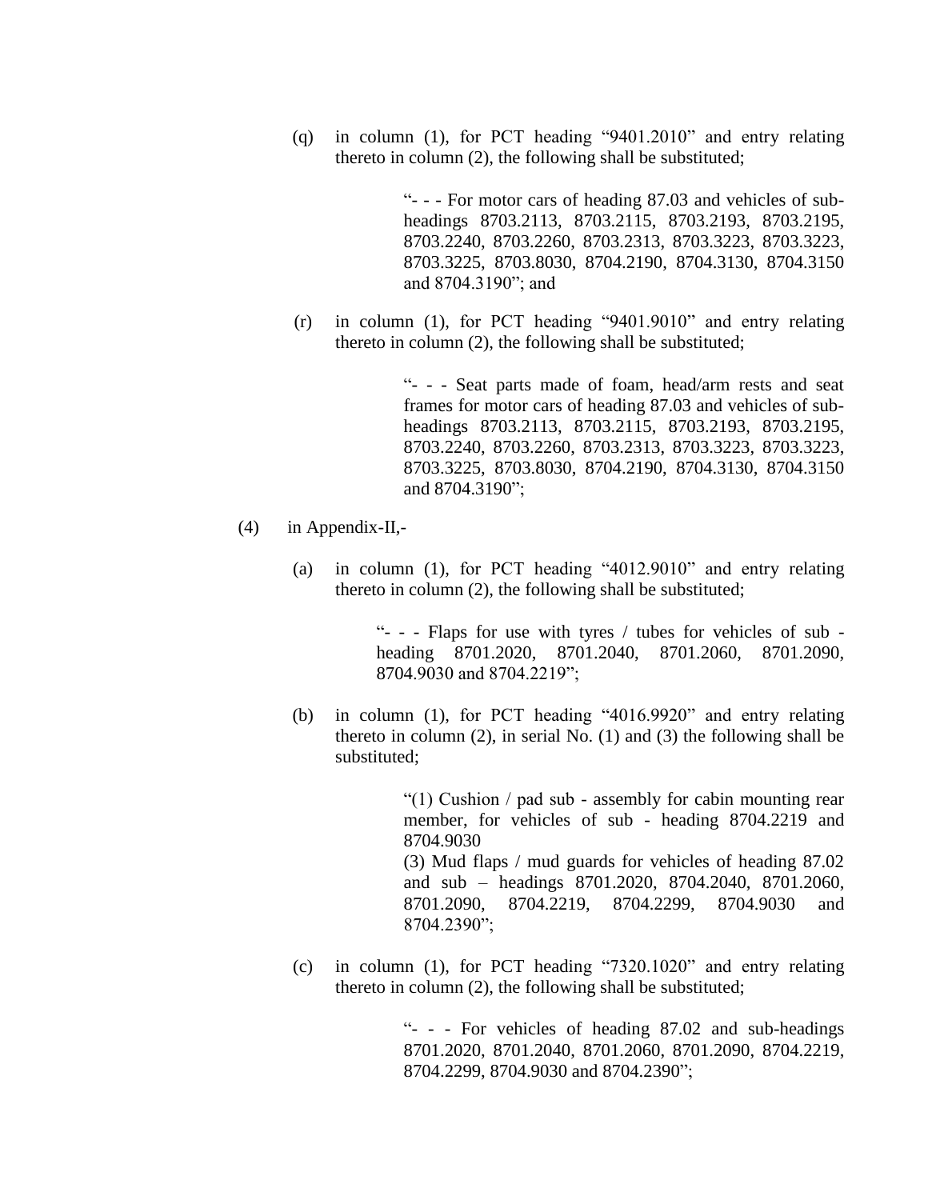(q) in column (1), for PCT heading "9401.2010" and entry relating thereto in column (2), the following shall be substituted;

> "- - - For motor cars of heading 87.03 and vehicles of sub-headings 8703.2113, 8703.2115, 8703.2193, 8703.2195, 8703.2240, 8703.2260, 8703.2313, 8703.3223, 8703.3223, 8703.3225, 8703.8030, 8704.2190, 8704.3130, 8704.3150 and 8704.3190"; and

(r) in column (1), for PCT heading "9401.9010" and entry relating thereto in column (2), the following shall be substituted;

> "- - - Seat parts made of foam, head/arm rests and seat frames for motor cars of heading 87.03 and vehicles of sub-headings 8703.2113, 8703.2115, 8703.2193, 8703.2195, 8703.2240, 8703.2260, 8703.2313, 8703.3223, 8703.3223, 8703.3225, 8703.8030, 8704.2190, 8704.3130, 8704.3150 and 8704.3190";

(4) in Appendix-II,-

(a) in column (1), for PCT heading "4012.9010" and entry relating thereto in column (2), the following shall be substituted;

> "- - - Flaps for use with tyres / tubes for vehicles of sub - heading 8701.2020, 8701.2040, 8701.2060, 8701.2090, 8704.9030 and 8704.2219";

(b) in column (1), for PCT heading "4016.9920" and entry relating thereto in column (2), in serial No. (1) and (3) the following shall be substituted;

> "(1) Cushion / pad sub - assembly for cabin mounting rear member, for vehicles of sub - heading 8704.2219 and 8704.9030
> (3) Mud flaps / mud guards for vehicles of heading 87.02 and sub – headings 8701.2020, 8704.2040, 8701.2060, 8701.2090, 8704.2219, 8704.2299, 8704.9030 and 8704.2390";

(c) in column (1), for PCT heading "7320.1020" and entry relating thereto in column (2), the following shall be substituted;

> "- - - For vehicles of heading 87.02 and sub-headings 8701.2020, 8701.2040, 8701.2060, 8701.2090, 8704.2219, 8704.2299, 8704.9030 and 8704.2390";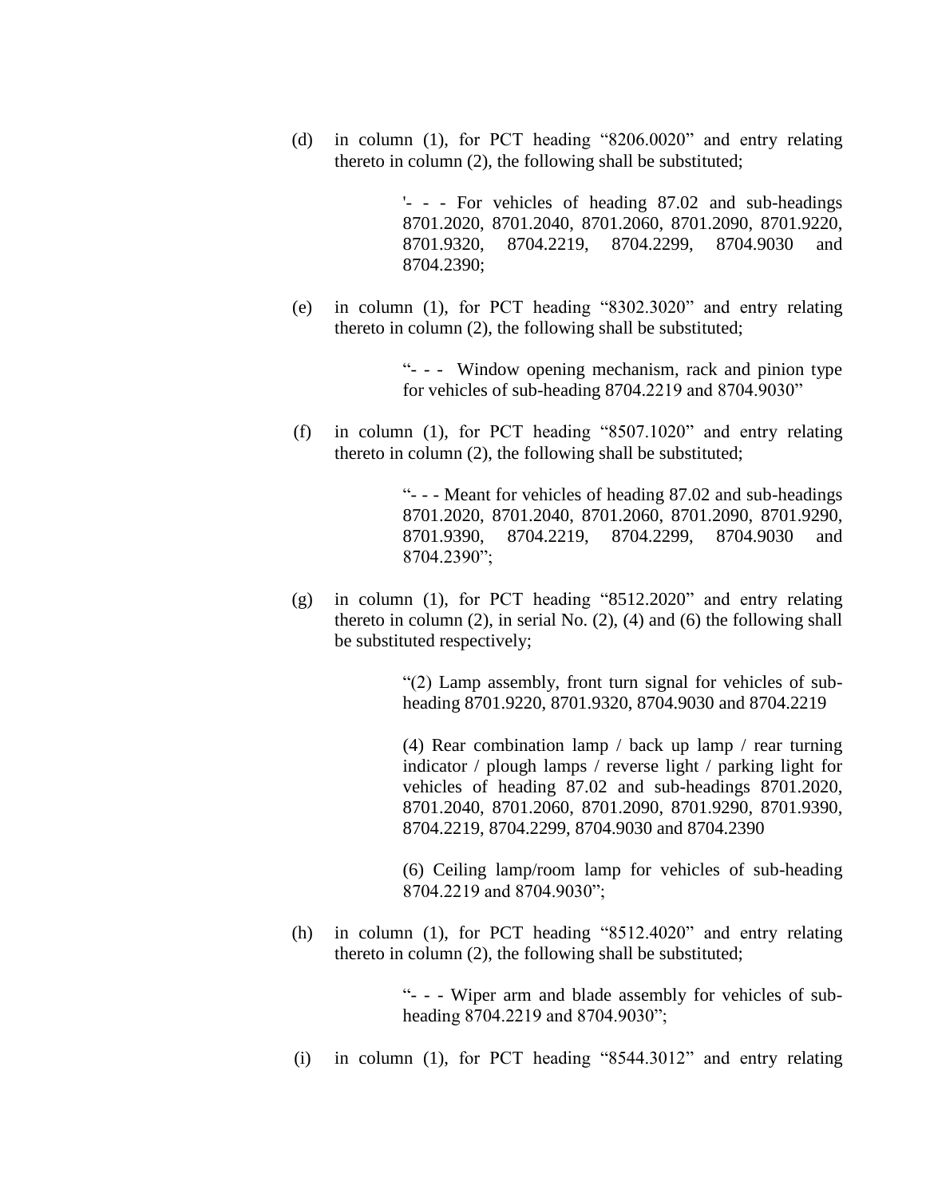(d) in column (1), for PCT heading "8206.0020" and entry relating thereto in column (2), the following shall be substituted;

> '- - - For vehicles of heading 87.02 and sub-headings 8701.2020, 8701.2040, 8701.2060, 8701.2090, 8701.9220, 8701.9320, 8704.2219, 8704.2299, 8704.9030 and 8704.2390;

(e) in column (1), for PCT heading "8302.3020" and entry relating thereto in column (2), the following shall be substituted;

> "- - - Window opening mechanism, rack and pinion type for vehicles of sub-heading 8704.2219 and 8704.9030"

(f) in column (1), for PCT heading "8507.1020" and entry relating thereto in column (2), the following shall be substituted;

> "- - - Meant for vehicles of heading 87.02 and sub-headings 8701.2020, 8701.2040, 8701.2060, 8701.2090, 8701.9290, 8701.9390, 8704.2219, 8704.2299, 8704.9030 and 8704.2390";

(g) in column (1), for PCT heading "8512.2020" and entry relating thereto in column (2), in serial No. (2), (4) and (6) the following shall be substituted respectively;

> "(2) Lamp assembly, front turn signal for vehicles of sub-heading 8701.9220, 8701.9320, 8704.9030 and 8704.2219
>
> (4) Rear combination lamp / back up lamp / rear turning indicator / plough lamps / reverse light / parking light for vehicles of heading 87.02 and sub-headings 8701.2020, 8701.2040, 8701.2060, 8701.2090, 8701.9290, 8701.9390, 8704.2219, 8704.2299, 8704.9030 and 8704.2390
>
> (6) Ceiling lamp/room lamp for vehicles of sub-heading 8704.2219 and 8704.9030";

(h) in column (1), for PCT heading "8512.4020" and entry relating thereto in column (2), the following shall be substituted;

> "- - - Wiper arm and blade assembly for vehicles of sub-heading 8704.2219 and 8704.9030";

(i) in column (1), for PCT heading "8544.3012" and entry relating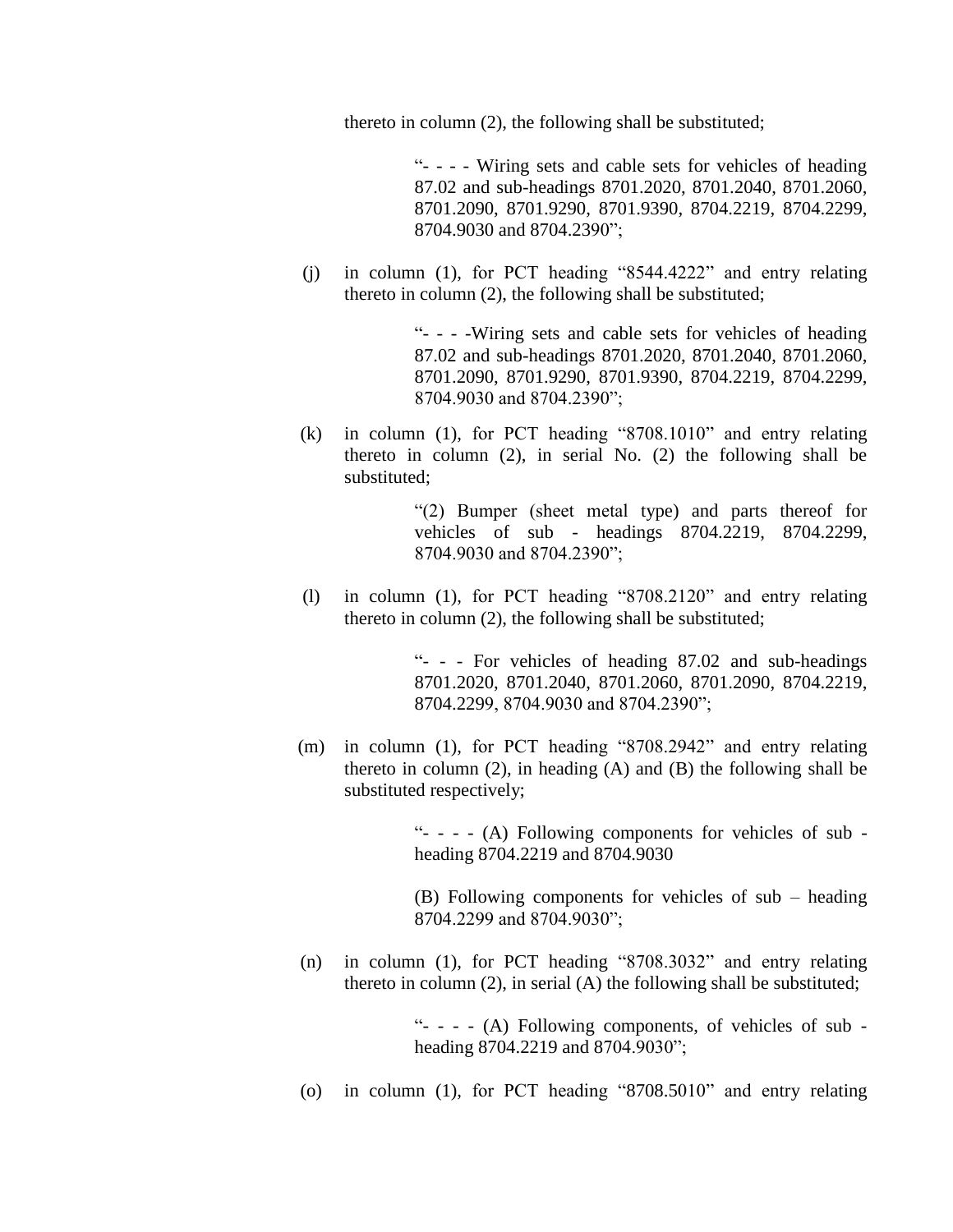thereto in column (2), the following shall be substituted;

> "- - - - Wiring sets and cable sets for vehicles of heading 87.02 and sub-headings 8701.2020, 8701.2040, 8701.2060, 8701.2090, 8701.9290, 8701.9390, 8704.2219, 8704.2299, 8704.9030 and 8704.2390";

(j) in column (1), for PCT heading "8544.4222" and entry relating thereto in column (2), the following shall be substituted;

> "- - - -Wiring sets and cable sets for vehicles of heading 87.02 and sub-headings 8701.2020, 8701.2040, 8701.2060, 8701.2090, 8701.9290, 8701.9390, 8704.2219, 8704.2299, 8704.9030 and 8704.2390";

(k) in column (1), for PCT heading "8708.1010" and entry relating thereto in column (2), in serial No. (2) the following shall be substituted;

> "(2) Bumper (sheet metal type) and parts thereof for vehicles of sub - headings 8704.2219, 8704.2299, 8704.9030 and 8704.2390";

(l) in column (1), for PCT heading "8708.2120" and entry relating thereto in column (2), the following shall be substituted;

> "- - - For vehicles of heading 87.02 and sub-headings 8701.2020, 8701.2040, 8701.2060, 8701.2090, 8704.2219, 8704.2299, 8704.9030 and 8704.2390";

(m) in column (1), for PCT heading "8708.2942" and entry relating thereto in column (2), in heading (A) and (B) the following shall be substituted respectively;

> "- - - - (A) Following components for vehicles of sub - heading 8704.2219 and 8704.9030
>
> (B) Following components for vehicles of sub – heading 8704.2299 and 8704.9030";

(n) in column (1), for PCT heading "8708.3032" and entry relating thereto in column (2), in serial (A) the following shall be substituted;

> "- - - - (A) Following components, of vehicles of sub - heading 8704.2219 and 8704.9030";

(o) in column (1), for PCT heading "8708.5010" and entry relating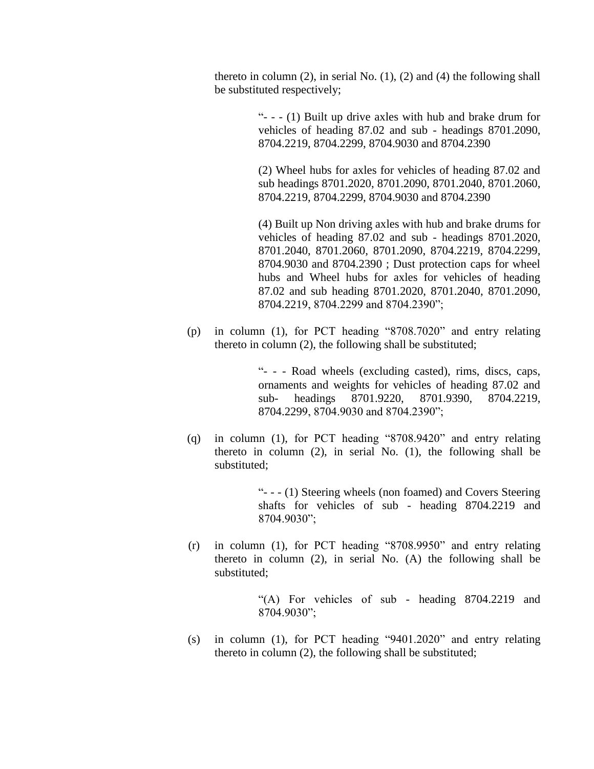thereto in column (2), in serial No. (1), (2) and (4) the following shall be substituted respectively;

> "- - - (1) Built up drive axles with hub and brake drum for vehicles of heading 87.02 and sub - headings 8701.2090, 8704.2219, 8704.2299, 8704.9030 and 8704.2390
>
> (2) Wheel hubs for axles for vehicles of heading 87.02 and sub headings 8701.2020, 8701.2090, 8701.2040, 8701.2060, 8704.2219, 8704.2299, 8704.9030 and 8704.2390
>
> (4) Built up Non driving axles with hub and brake drums for vehicles of heading 87.02 and sub - headings 8701.2020, 8701.2040, 8701.2060, 8701.2090, 8704.2219, 8704.2299, 8704.9030 and 8704.2390 ; Dust protection caps for wheel hubs and Wheel hubs for axles for vehicles of heading 87.02 and sub heading 8701.2020, 8701.2040, 8701.2090, 8704.2219, 8704.2299 and 8704.2390";

(p) in column (1), for PCT heading "8708.7020" and entry relating thereto in column (2), the following shall be substituted;

> "- - - Road wheels (excluding casted), rims, discs, caps, ornaments and weights for vehicles of heading 87.02 and sub- headings 8701.9220, 8701.9390, 8704.2219, 8704.2299, 8704.9030 and 8704.2390";

(q) in column (1), for PCT heading "8708.9420" and entry relating thereto in column (2), in serial No. (1), the following shall be substituted;

> "- - - (1) Steering wheels (non foamed) and Covers Steering shafts for vehicles of sub - heading 8704.2219 and 8704.9030";

(r) in column (1), for PCT heading "8708.9950" and entry relating thereto in column (2), in serial No. (A) the following shall be substituted;

> "(A) For vehicles of sub - heading 8704.2219 and 8704.9030";

(s) in column (1), for PCT heading "9401.2020" and entry relating thereto in column (2), the following shall be substituted;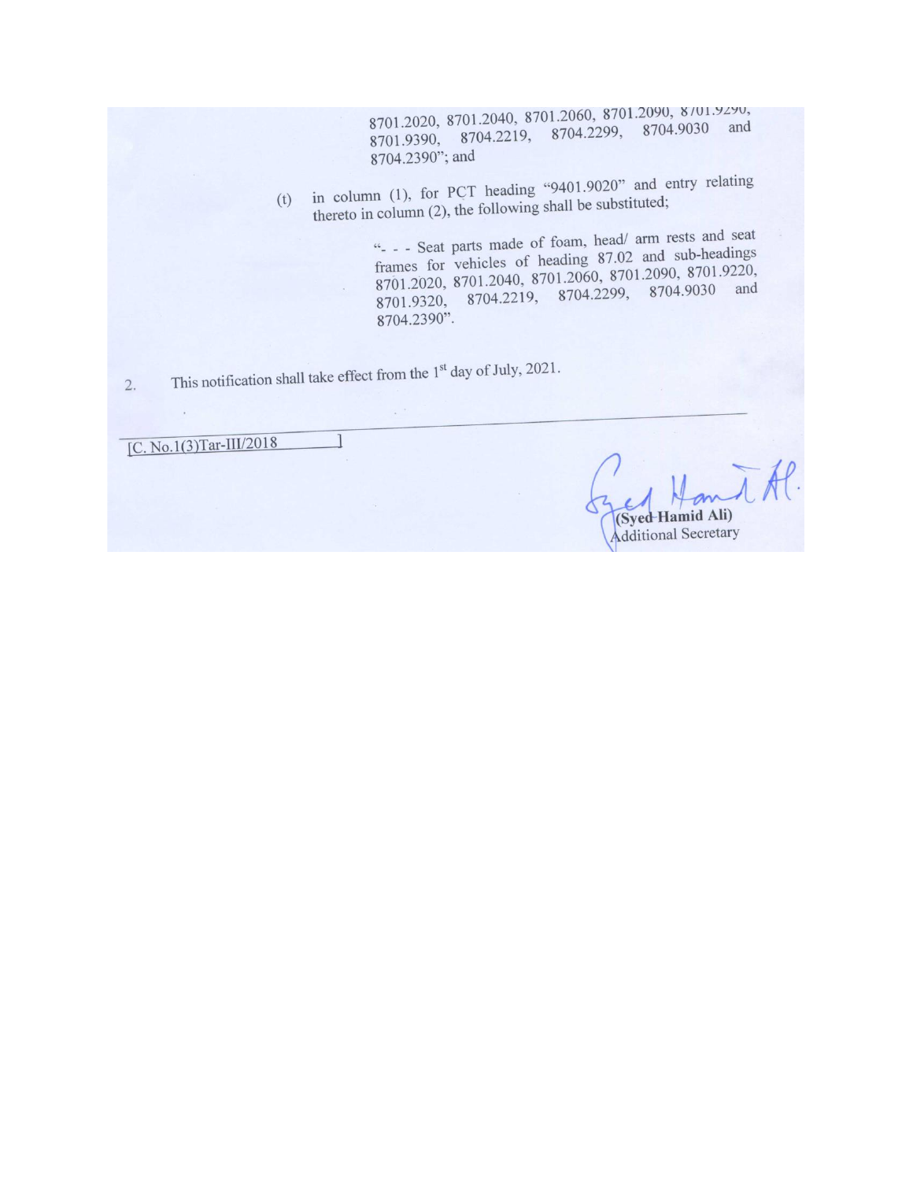8701.2020, 8701.2040, 8701.2060, 8701.2090, 8701.9290, 8701.9390, 8704.2219, 8704.2299, 8704.9030 and 8704.2390"; and

(t) in column (1), for PCT heading "9401.9020" and entry relating thereto in column (2), the following shall be substituted;

"- - - Seat parts made of foam, head/ arm rests and seat frames for vehicles of heading 87.02 and sub-headings 8701.2020, 8701.2040, 8701.2060, 8701.2090, 8701.9220, 8701.9320, 8704.2219, 8704.2299, 8704.9030 and 8704.2390".

2. This notification shall take effect from the 1st day of July, 2021.

[C. No.1(3)Tar-III/2018 ]

(Syed Hamid Ali)
Additional Secretary